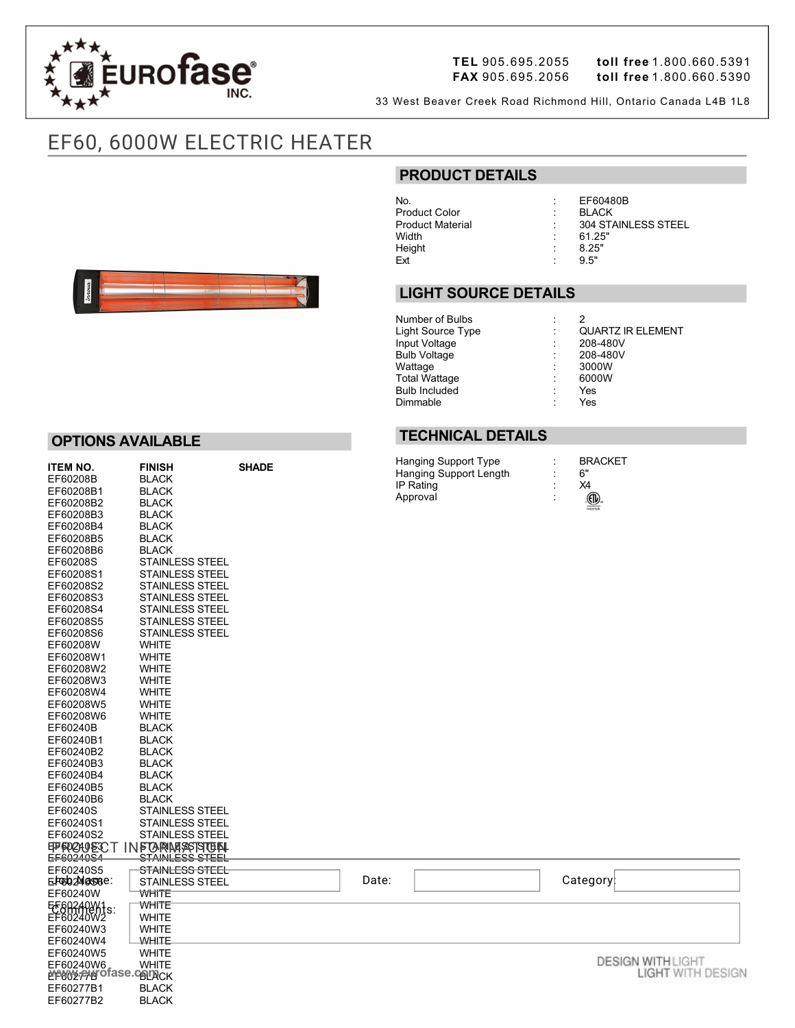# EUROfase INC.

**TEL** 905.695.2055 **toll free** 1.800.660.5391
**FAX** 905.695.2056 **toll free** 1.800.660.5390

33 West Beaver Creek Road Richmond Hill, Ontario Canada L4B 1L8

## EF60, 6000W ELECTRIC HEATER

## PRODUCT DETAILS

| | | |
|---|---|---|
| No. | : | EF60480B |
| Product Color | : | BLACK |
| Product Material | : | 304 STAINLESS STEEL |
| Width | : | 61.25" |
| Height | : | 8.25" |
| Ext | : | 9.5" |

## LIGHT SOURCE DETAILS

| | | |
|---|---|---|
| Number of Bulbs | : | 2 |
| Light Source Type | : | QUARTZ IR ELEMENT |
| Input Voltage | : | 208-480V |
| Bulb Voltage | : | 208-480V |
| Wattage | : | 3000W |
| Total Wattage | : | 6000W |
| Bulb Included | : | Yes |
| Dimmable | : | Yes |

## TECHNICAL DETAILS

| | | |
|---|---|---|
| Hanging Support Type | : | BRACKET |
| Hanging Support Length | : | 6" |
| IP Rating | : | X4 |
| Approval | : | |

## OPTIONS AVAILABLE

| ITEM NO. | FINISH | SHADE |
|---|---|---|
| EF60208B | BLACK | |
| EF60208B1 | BLACK | |
| EF60208B2 | BLACK | |
| EF60208B3 | BLACK | |
| EF60208B4 | BLACK | |
| EF60208B5 | BLACK | |
| EF60208B6 | BLACK | |
| EF60208S | STAINLESS STEEL | |
| EF60208S1 | STAINLESS STEEL | |
| EF60208S2 | STAINLESS STEEL | |
| EF60208S3 | STAINLESS STEEL | |
| EF60208S4 | STAINLESS STEEL | |
| EF60208S5 | STAINLESS STEEL | |
| EF60208S6 | STAINLESS STEEL | |
| EF60208W | WHITE | |
| EF60208W1 | WHITE | |
| EF60208W2 | WHITE | |
| EF60208W3 | WHITE | |
| EF60208W4 | WHITE | |
| EF60208W5 | WHITE | |
| EF60208W6 | WHITE | |
| EF60240B | BLACK | |
| EF60240B1 | BLACK | |
| EF60240B2 | BLACK | |
| EF60240B3 | BLACK | |
| EF60240B4 | BLACK | |
| EF60240B5 | BLACK | |
| EF60240B6 | BLACK | |
| EF60240S | STAINLESS STEEL | |
| EF60240S1 | STAINLESS STEEL | |
| EF60240S2 | STAINLESS STEEL | |
| EF60240S3 | STAINLESS STEEL | |
| EF60240S4 | STAINLESS STEEL | |
| EF60240S5 | STAINLESS STEEL | |
| EF60240S6 | STAINLESS STEEL | |
| EF60240W | WHITE | |
| EF60240W1 | WHITE | |
| EF60240W2 | WHITE | |
| EF60240W3 | WHITE | |
| EF60240W4 | WHITE | |
| EF60240W5 | WHITE | |
| EF60240W6 | WHITE | |
| EF60277B | BLACK | |
| EF60277B1 | BLACK | |
| EF60277B2 | BLACK | |

## PROJECT INFORMATION

Job Name: Date: Category:

Comments:

www.eurofase.com

DESIGN WITH LIGHT
LIGHT WITH DESIGN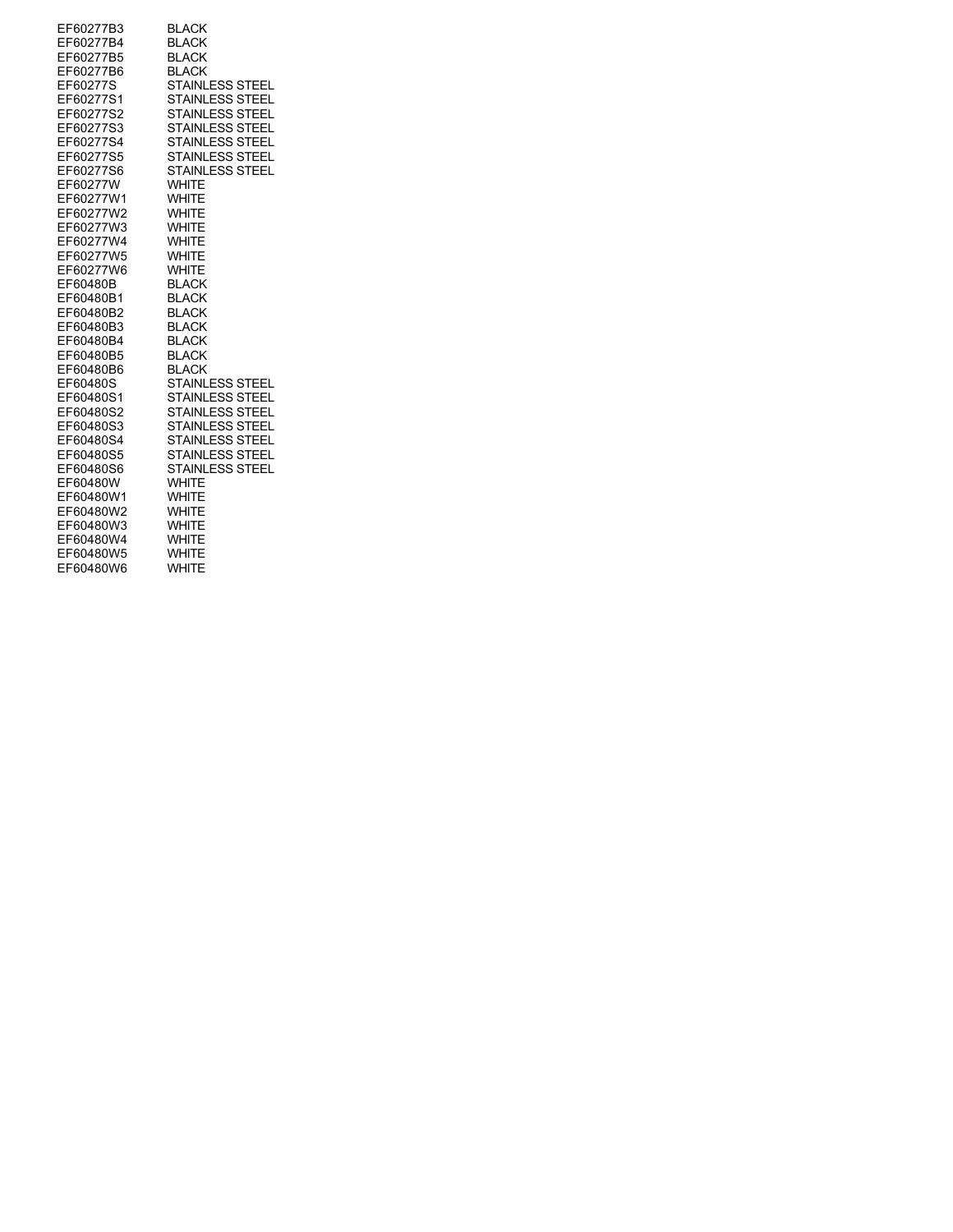| | |
|---|---|
| EF60277B3 | BLACK |
| EF60277B4 | BLACK |
| EF60277B5 | BLACK |
| EF60277B6 | BLACK |
| EF60277S | STAINLESS STEEL |
| EF60277S1 | STAINLESS STEEL |
| EF60277S2 | STAINLESS STEEL |
| EF60277S3 | STAINLESS STEEL |
| EF60277S4 | STAINLESS STEEL |
| EF60277S5 | STAINLESS STEEL |
| EF60277S6 | STAINLESS STEEL |
| EF60277W | WHITE |
| EF60277W1 | WHITE |
| EF60277W2 | WHITE |
| EF60277W3 | WHITE |
| EF60277W4 | WHITE |
| EF60277W5 | WHITE |
| EF60277W6 | WHITE |
| EF60480B | BLACK |
| EF60480B1 | BLACK |
| EF60480B2 | BLACK |
| EF60480B3 | BLACK |
| EF60480B4 | BLACK |
| EF60480B5 | BLACK |
| EF60480B6 | BLACK |
| EF60480S | STAINLESS STEEL |
| EF60480S1 | STAINLESS STEEL |
| EF60480S2 | STAINLESS STEEL |
| EF60480S3 | STAINLESS STEEL |
| EF60480S4 | STAINLESS STEEL |
| EF60480S5 | STAINLESS STEEL |
| EF60480S6 | STAINLESS STEEL |
| EF60480W | WHITE |
| EF60480W1 | WHITE |
| EF60480W2 | WHITE |
| EF60480W3 | WHITE |
| EF60480W4 | WHITE |
| EF60480W5 | WHITE |
| EF60480W6 | WHITE |